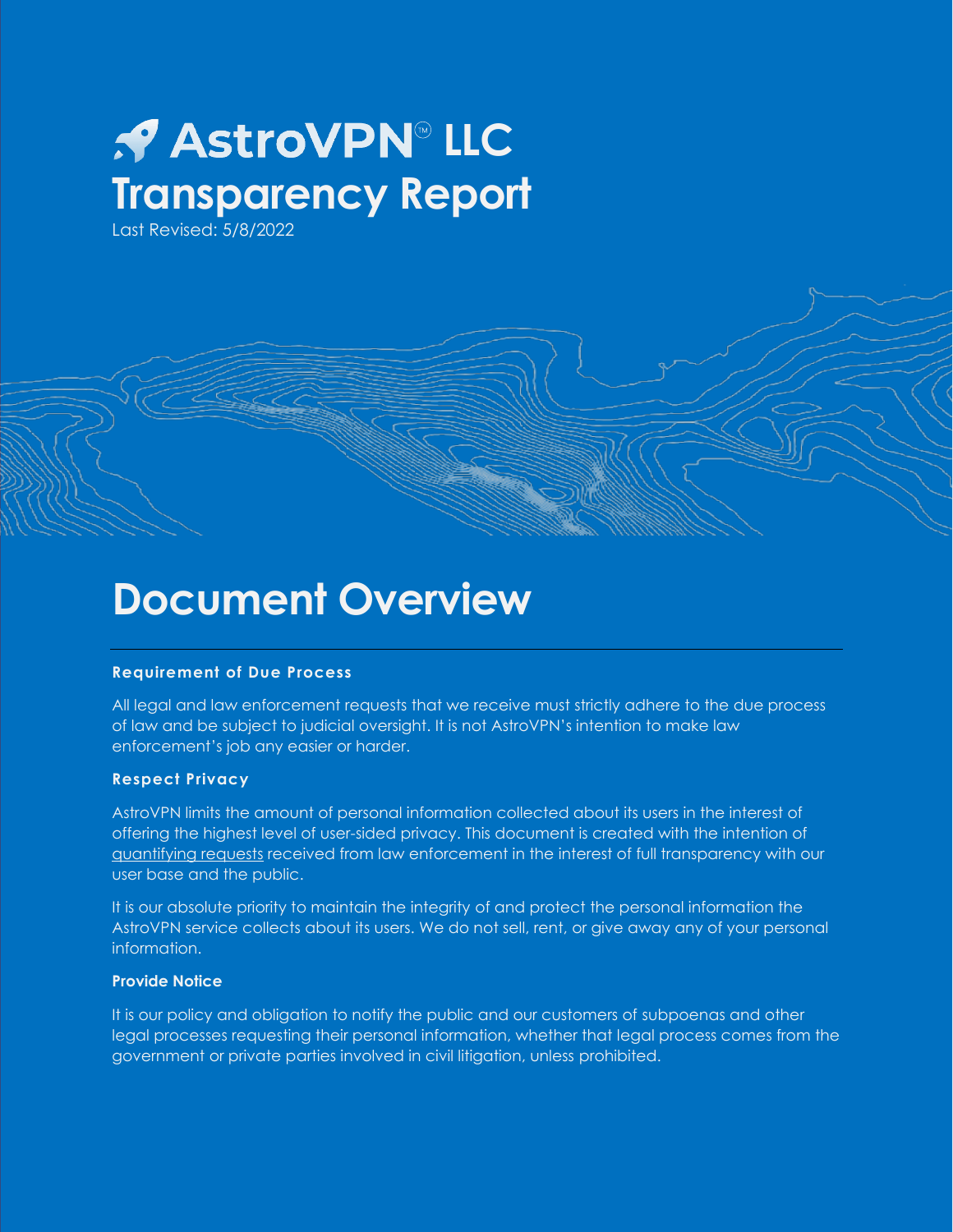# AstroVPN® LLC Transparency Report

Last Revised: 5/8/2022

# Document Overview

### Requirement of Due Process

All legal and law enforcement requests that we receive must strictly adhere to the due process of law and be subject to judicial oversight. It is not AstroVPN's intention to make law enforcement's job any easier or harder.

### Respect Privacy

AstroVPN limits the amount of personal information collected about its users in the interest of offering the highest level of user-sided privacy. This document is created with the intention of quantifying requests received from law enforcement in the interest of full transparency with our user base and the public.

It is our absolute priority to maintain the integrity of and protect the personal information the AstroVPN service collects about its users. We do not sell, rent, or give away any of your personal information.

### Provide Notice

It is our policy and obligation to notify the public and our customers of subpoenas and other legal processes requesting their personal information, whether that legal process comes from the government or private parties involved in civil litigation, unless prohibited.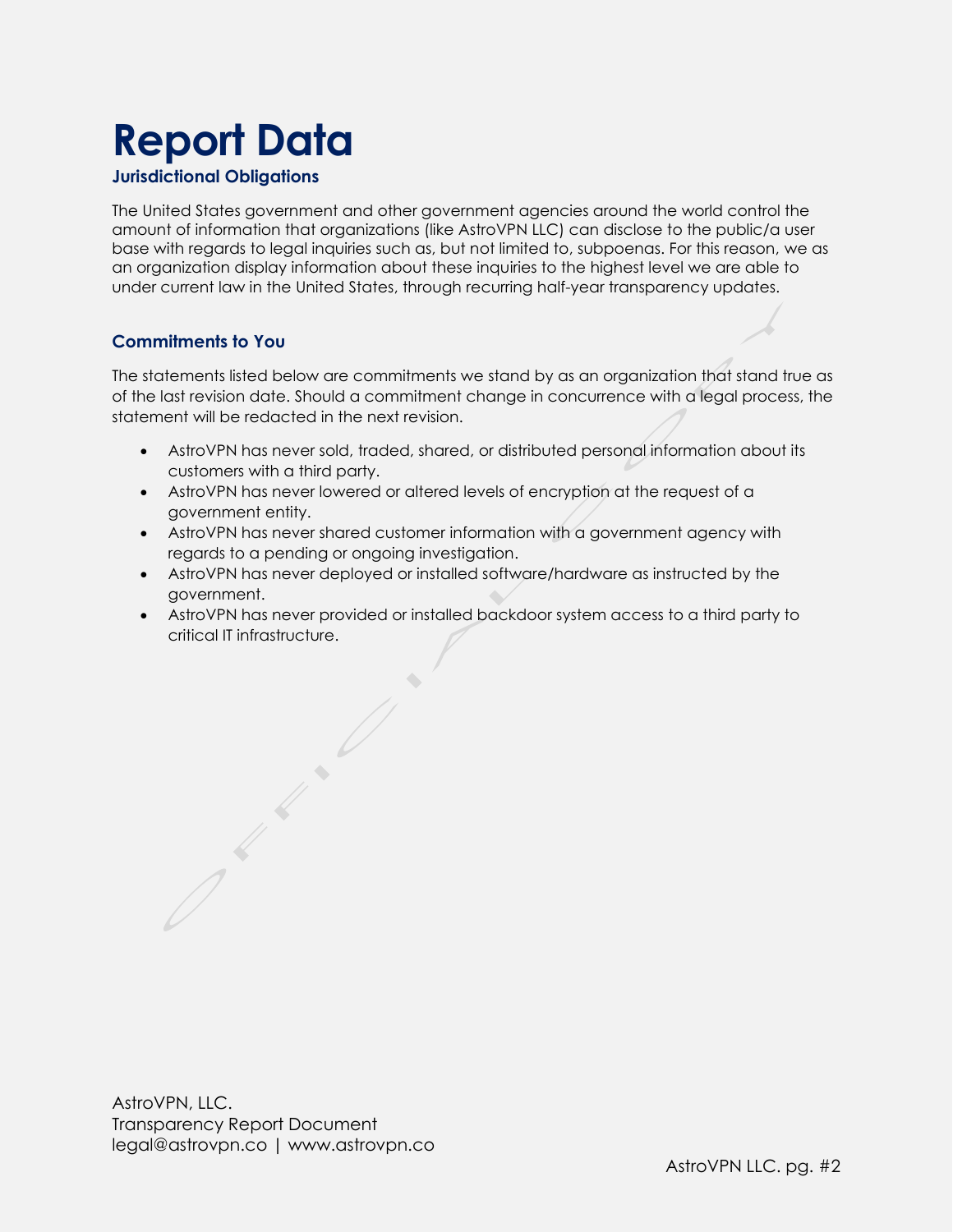# Report Data

### Jurisdictional Obligations

The United States government and other government agencies around the world control the amount of information that organizations (like AstroVPN LLC) can disclose to the public/a user base with regards to legal inquiries such as, but not limited to, subpoenas. For this reason, we as an organization display information about these inquiries to the highest level we are able to under current law in the United States, through recurring half-year transparency updates.

### Commitments to You

The statements listed below are commitments we stand by as an organization that stand true as of the last revision date. Should a commitment change in concurrence with a legal process, the statement will be redacted in the next revision.

- AstroVPN has never sold, traded, shared, or distributed personal information about its customers with a third party.
- AstroVPN has never lowered or altered levels of encryption at the request of a government entity.
- AstroVPN has never shared customer information with a government agency with regards to a pending or ongoing investigation.
- AstroVPN has never deployed or installed software/hardware as instructed by the government.
- AstroVPN has never provided or installed backdoor system access to a third party to critical IT infrastructure.

AstroVPN, LLC.
Transparency Report Document
legal@astrovpn.co | www.astrovpn.co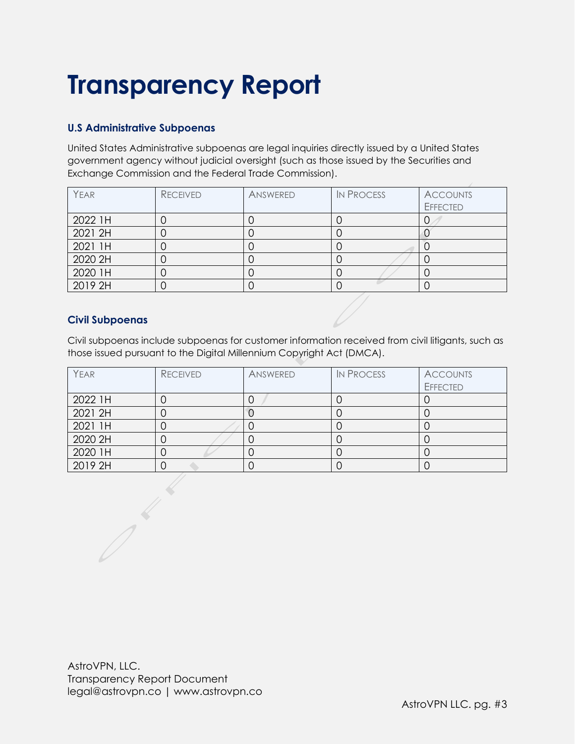# Transparency Report

### U.S Administrative Subpoenas

United States Administrative subpoenas are legal inquiries directly issued by a United States government agency without judicial oversight (such as those issued by the Securities and Exchange Commission and the Federal Trade Commission).

| Year | Received | Answered | In Process | Accounts Effected |
|---|---|---|---|---|
| 2022 1H | 0 | 0 | 0 | 0 |
| 2021 2H | 0 | 0 | 0 | 0 |
| 2021 1H | 0 | 0 | 0 | 0 |
| 2020 2H | 0 | 0 | 0 | 0 |
| 2020 1H | 0 | 0 | 0 | 0 |
| 2019 2H | 0 | 0 | 0 | 0 |

### Civil Subpoenas

Civil subpoenas include subpoenas for customer information received from civil litigants, such as those issued pursuant to the Digital Millennium Copyright Act (DMCA).

| Year | Received | Answered | In Process | Accounts Effected |
|---|---|---|---|---|
| 2022 1H | 0 | 0 | 0 | 0 |
| 2021 2H | 0 | 0 | 0 | 0 |
| 2021 1H | 0 | 0 | 0 | 0 |
| 2020 2H | 0 | 0 | 0 | 0 |
| 2020 1H | 0 | 0 | 0 | 0 |
| 2019 2H | 0 | 0 | 0 | 0 |

AstroVPN, LLC.
Transparency Report Document
legal@astrovpn.co | www.astrovpn.co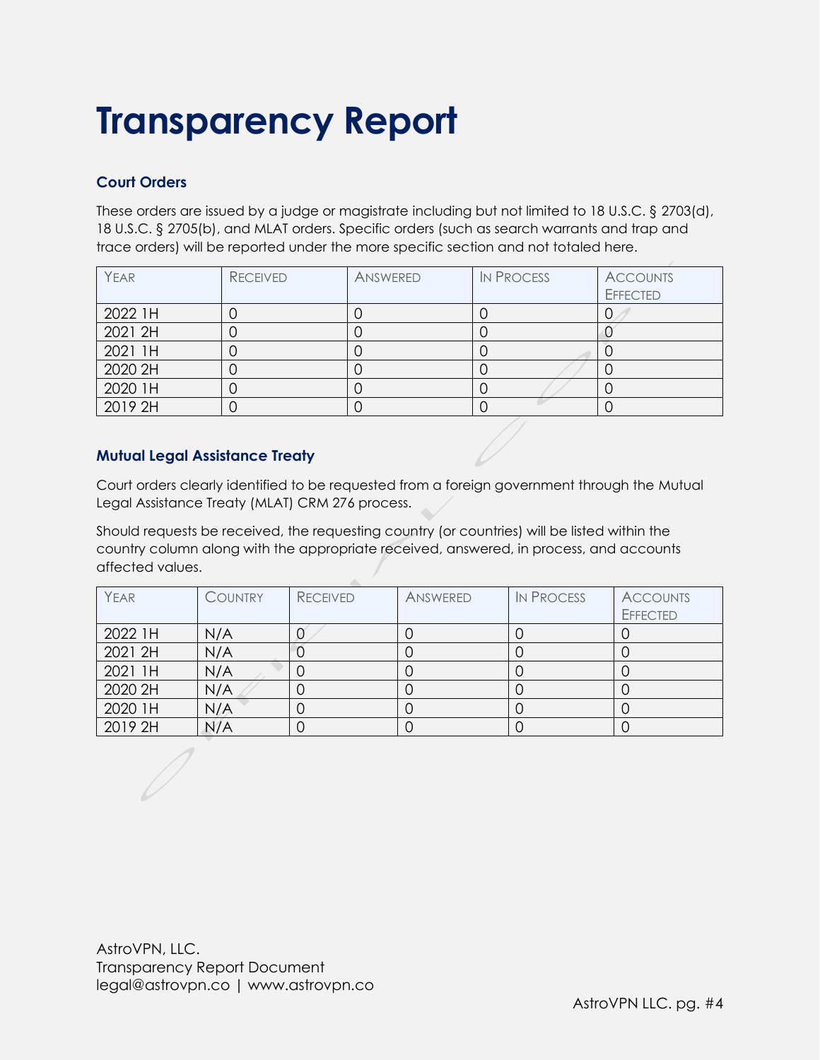# Transparency Report

### Court Orders

These orders are issued by a judge or magistrate including but not limited to 18 U.S.C. § 2703(d), 18 U.S.C. § 2705(b), and MLAT orders. Specific orders (such as search warrants and trap and trace orders) will be reported under the more specific section and not totaled here.

| Year | Received | Answered | In Process | Accounts Effected |
|---|---|---|---|---|
| 2022 1H | 0 | 0 | 0 | 0 |
| 2021 2H | 0 | 0 | 0 | 0 |
| 2021 1H | 0 | 0 | 0 | 0 |
| 2020 2H | 0 | 0 | 0 | 0 |
| 2020 1H | 0 | 0 | 0 | 0 |
| 2019 2H | 0 | 0 | 0 | 0 |

### Mutual Legal Assistance Treaty

Court orders clearly identified to be requested from a foreign government through the Mutual Legal Assistance Treaty (MLAT) CRM 276 process.

Should requests be received, the requesting country (or countries) will be listed within the country column along with the appropriate received, answered, in process, and accounts affected values.

| Year | Country | Received | Answered | In Process | Accounts Effected |
|---|---|---|---|---|---|
| 2022 1H | N/A | 0 | 0 | 0 | 0 |
| 2021 2H | N/A | 0 | 0 | 0 | 0 |
| 2021 1H | N/A | 0 | 0 | 0 | 0 |
| 2020 2H | N/A | 0 | 0 | 0 | 0 |
| 2020 1H | N/A | 0 | 0 | 0 | 0 |
| 2019 2H | N/A | 0 | 0 | 0 | 0 |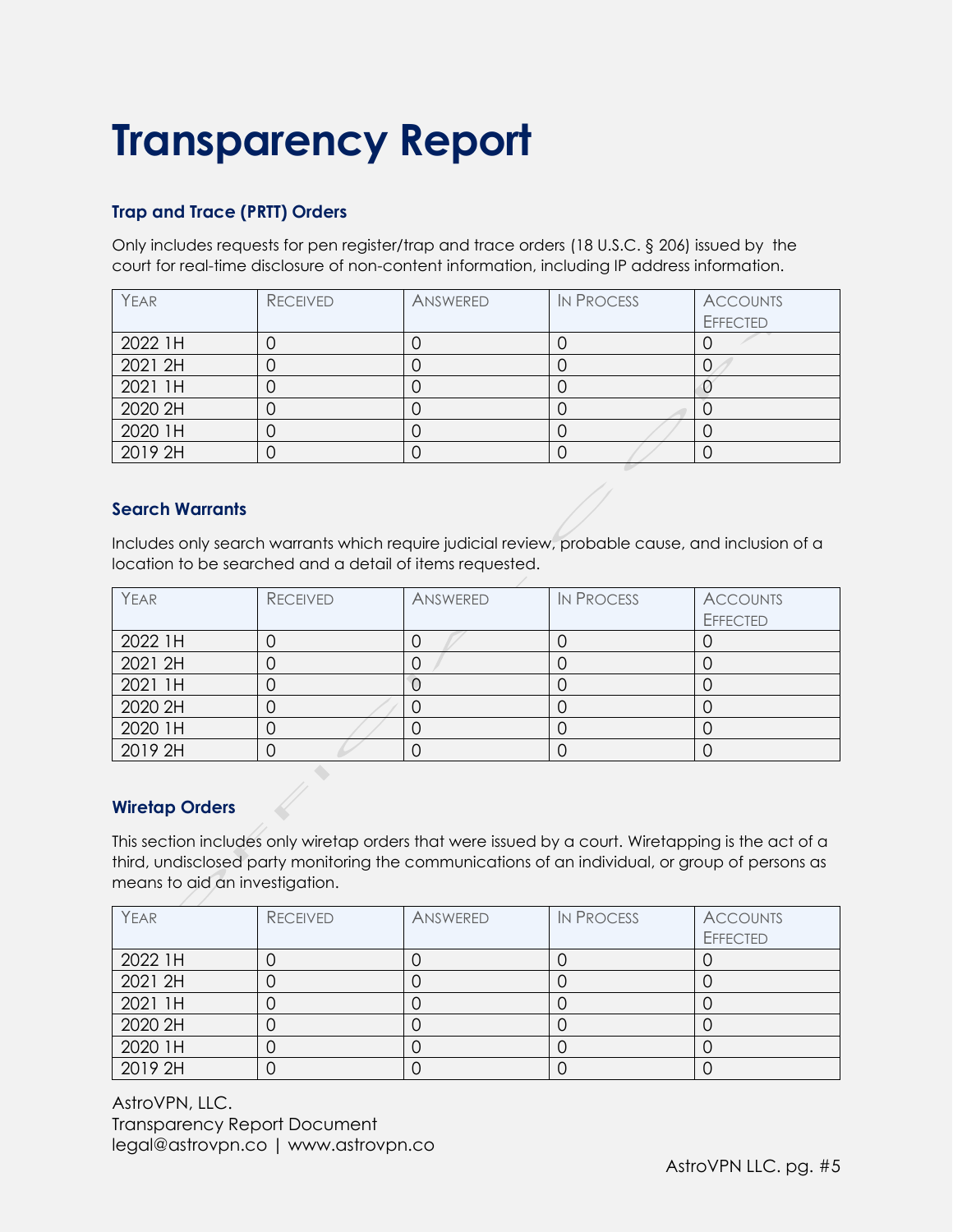# Transparency Report

### Trap and Trace (PRTT) Orders

Only includes requests for pen register/trap and trace orders (18 U.S.C. § 206) issued by the court for real-time disclosure of non-content information, including IP address information.

| Year | Received | Answered | In Process | Accounts Effected |
|---|---|---|---|---|
| 2022 1H | 0 | 0 | 0 | 0 |
| 2021 2H | 0 | 0 | 0 | 0 |
| 2021 1H | 0 | 0 | 0 | 0 |
| 2020 2H | 0 | 0 | 0 | 0 |
| 2020 1H | 0 | 0 | 0 | 0 |
| 2019 2H | 0 | 0 | 0 | 0 |

### Search Warrants

Includes only search warrants which require judicial review, probable cause, and inclusion of a location to be searched and a detail of items requested.

| Year | Received | Answered | In Process | Accounts Effected |
|---|---|---|---|---|
| 2022 1H | 0 | 0 | 0 | 0 |
| 2021 2H | 0 | 0 | 0 | 0 |
| 2021 1H | 0 | 0 | 0 | 0 |
| 2020 2H | 0 | 0 | 0 | 0 |
| 2020 1H | 0 | 0 | 0 | 0 |
| 2019 2H | 0 | 0 | 0 | 0 |

### Wiretap Orders

This section includes only wiretap orders that were issued by a court. Wiretapping is the act of a third, undisclosed party monitoring the communications of an individual, or group of persons as means to aid an investigation.

| Year | Received | Answered | In Process | Accounts Effected |
|---|---|---|---|---|
| 2022 1H | 0 | 0 | 0 | 0 |
| 2021 2H | 0 | 0 | 0 | 0 |
| 2021 1H | 0 | 0 | 0 | 0 |
| 2020 2H | 0 | 0 | 0 | 0 |
| 2020 1H | 0 | 0 | 0 | 0 |
| 2019 2H | 0 | 0 | 0 | 0 |

AstroVPN, LLC.
Transparency Report Document
legal@astrovpn.co | www.astrovpn.co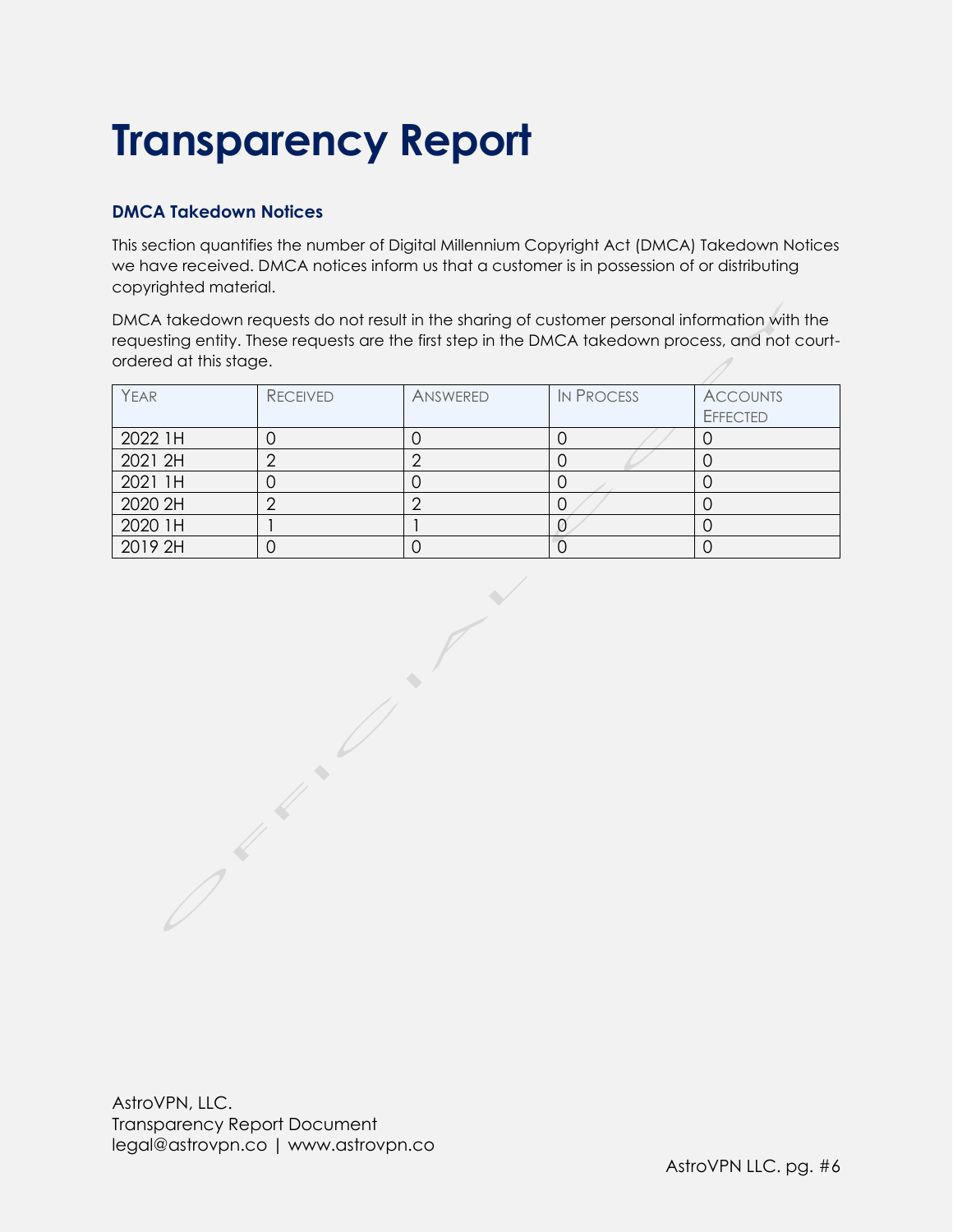# Transparency Report

### DMCA Takedown Notices

This section quantifies the number of Digital Millennium Copyright Act (DMCA) Takedown Notices we have received. DMCA notices inform us that a customer is in possession of or distributing copyrighted material.

DMCA takedown requests do not result in the sharing of customer personal information with the requesting entity. These requests are the first step in the DMCA takedown process, and not court-ordered at this stage.

| Year | Received | Answered | In Process | Accounts Effected |
|---|---|---|---|---|
| 2022 1H | 0 | 0 | 0 | 0 |
| 2021 2H | 2 | 2 | 0 | 0 |
| 2021 1H | 0 | 0 | 0 | 0 |
| 2020 2H | 2 | 2 | 0 | 0 |
| 2020 1H | 1 | 1 | 0 | 0 |
| 2019 2H | 0 | 0 | 0 | 0 |

AstroVPN, LLC.
Transparency Report Document
legal@astrovpn.co | www.astrovpn.co